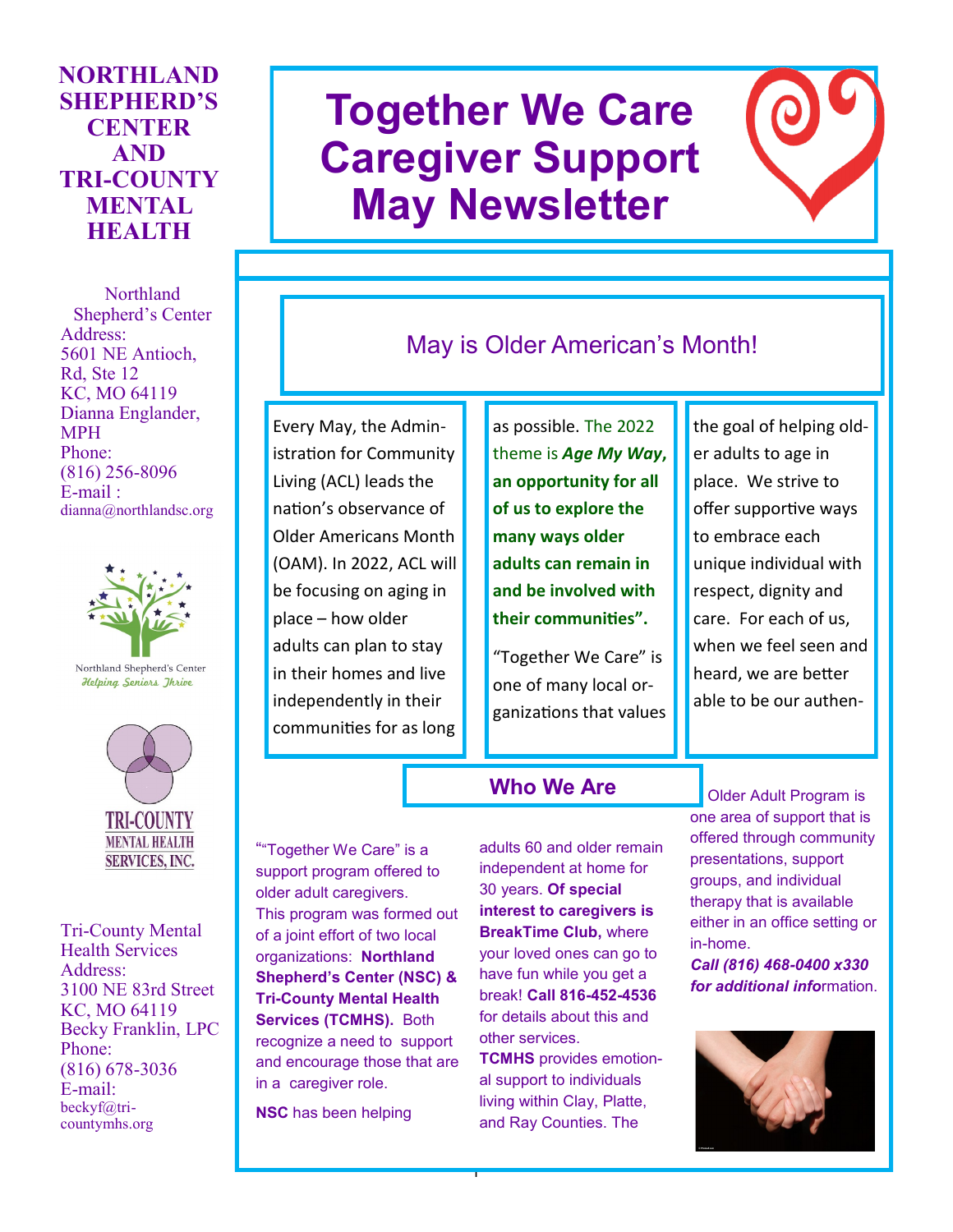# Together We Care Caregiver Support May Newsletter

**NORTHLAND SHEPHERD'S CENTER AND TRI-COUNTY MENTAL HEALTH**

Northland Shepherd's Center
Address:
5601 NE Antioch, Rd, Ste 12
KC, MO 64119
Dianna Englander, MPH
Phone:
(816) 256-8096
E-mail :
dianna@northlandsc.org

Northland Shepherd's Center
*Helping Seniors Thrive*

TRI-COUNTY MENTAL HEALTH SERVICES, INC.

Tri-County Mental Health Services
Address:
3100 NE 83rd Street
KC, MO 64119
Becky Franklin, LPC
Phone:
(816) 678-3036
E-mail:
beckyf@tri-countymhs.org

## May is Older American's Month!

Every May, the Administration for Community Living (ACL) leads the nation's observance of Older Americans Month (OAM). In 2022, ACL will be focusing on aging in place – how older adults can plan to stay in their homes and live independently in their communities for as long as possible. The 2022 theme is ***Age My Way*, an opportunity for all of us to explore the many ways older adults can remain in and be involved with their communities".**

"Together We Care" is one of many local organizations that values the goal of helping older adults to age in place. We strive to offer supportive ways to embrace each unique individual with respect, dignity and care. For each of us, when we feel seen and heard, we are better able to be our authen-

## Who We Are

""Together We Care" is a support program offered to older adult caregivers. This program was formed out of a joint effort of two local organizations: **Northland Shepherd's Center (NSC) & Tri-County Mental Health Services (TCMHS).** Both recognize a need to support and encourage those that are in a caregiver role.

**NSC** has been helping adults 60 and older remain independent at home for 30 years. **Of special interest to caregivers is BreakTime Club,** where your loved ones can go to have fun while you get a break! **Call 816-452-4536** for details about this and other services.

**TCMHS** provides emotional support to individuals living within Clay, Platte, and Ray Counties. The Older Adult Program is one area of support that is offered through community presentations, support groups, and individual therapy that is available either in an office setting or in-home.

***Call (816) 468-0400 x330 for additional info***rmation.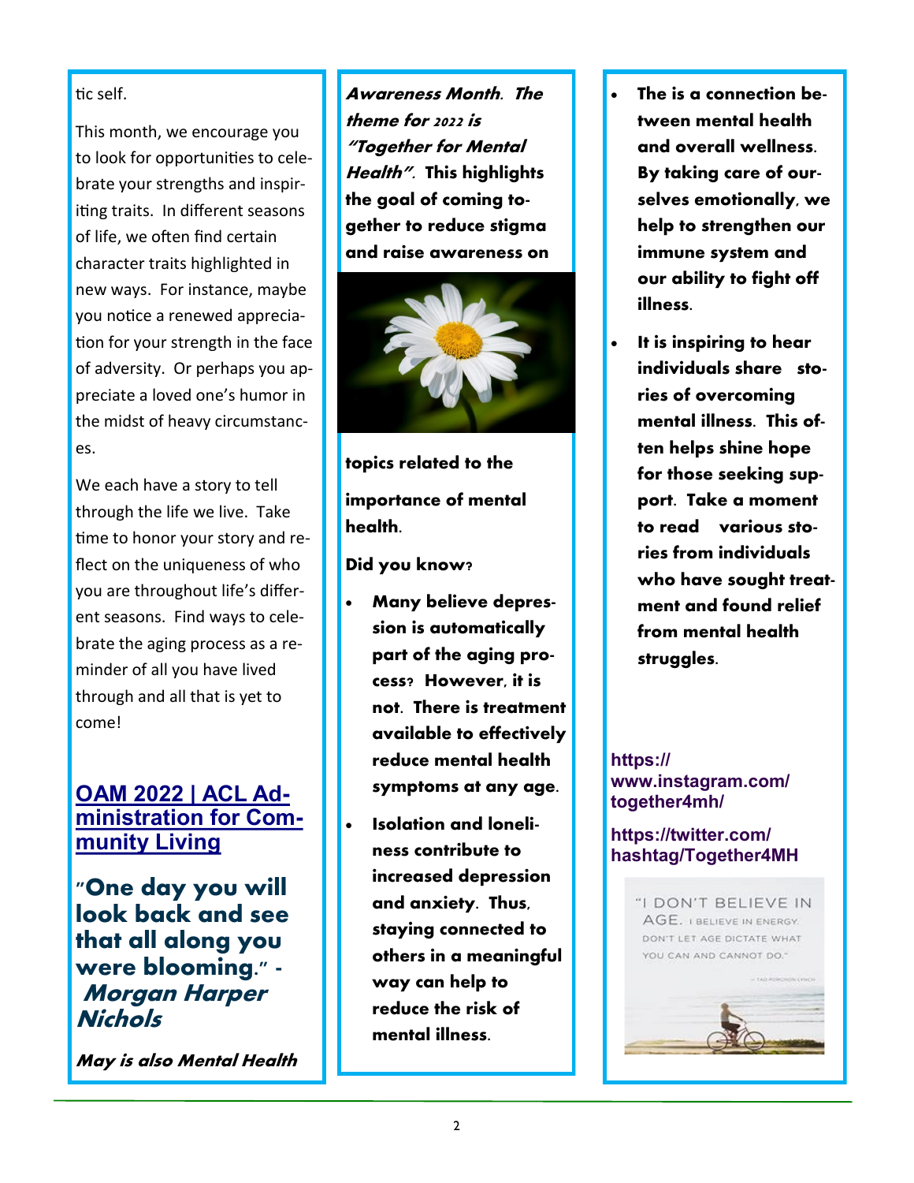tic self.

This month, we encourage you to look for opportunities to celebrate your strengths and inspiriting traits. In different seasons of life, we often find certain character traits highlighted in new ways. For instance, maybe you notice a renewed appreciation for your strength in the face of adversity. Or perhaps you appreciate a loved one's humor in the midst of heavy circumstances.

We each have a story to tell through the life we live. Take time to honor your story and reflect on the uniqueness of who you are throughout life's different seasons. Find ways to celebrate the aging process as a reminder of all you have lived through and all that is yet to come!

**OAM 2022 | ACL Administration for Community Living**

**"One day you will look back and see that all along you were blooming." - *Morgan Harper Nichols***

***May is also Mental Health Awareness Month. The theme for 2022 is "Together for Mental Health".* This highlights the goal of coming together to reduce stigma and raise awareness on topics related to the importance of mental health.**

**Did you know?**

- **Many believe depression is automatically part of the aging process? However, it is not. There is treatment available to effectively reduce mental health symptoms at any age.**
- **Isolation and loneliness contribute to increased depression and anxiety. Thus, staying connected to others in a meaningful way can help to reduce the risk of mental illness.**
- **The is a connection between mental health and overall wellness. By taking care of ourselves emotionally, we help to strengthen our immune system and our ability to fight off illness.**
- **It is inspiring to hear individuals share stories of overcoming mental illness. This often helps shine hope for those seeking support. Take a moment to read various stories from individuals who have sought treatment and found relief from mental health struggles.**

**https://www.instagram.com/together4mh/**

**https://twitter.com/hashtag/Together4MH**

"I DON'T BELIEVE IN AGE. I BELIEVE IN ENERGY. DON'T LET AGE DICTATE WHAT YOU CAN AND CANNOT DO."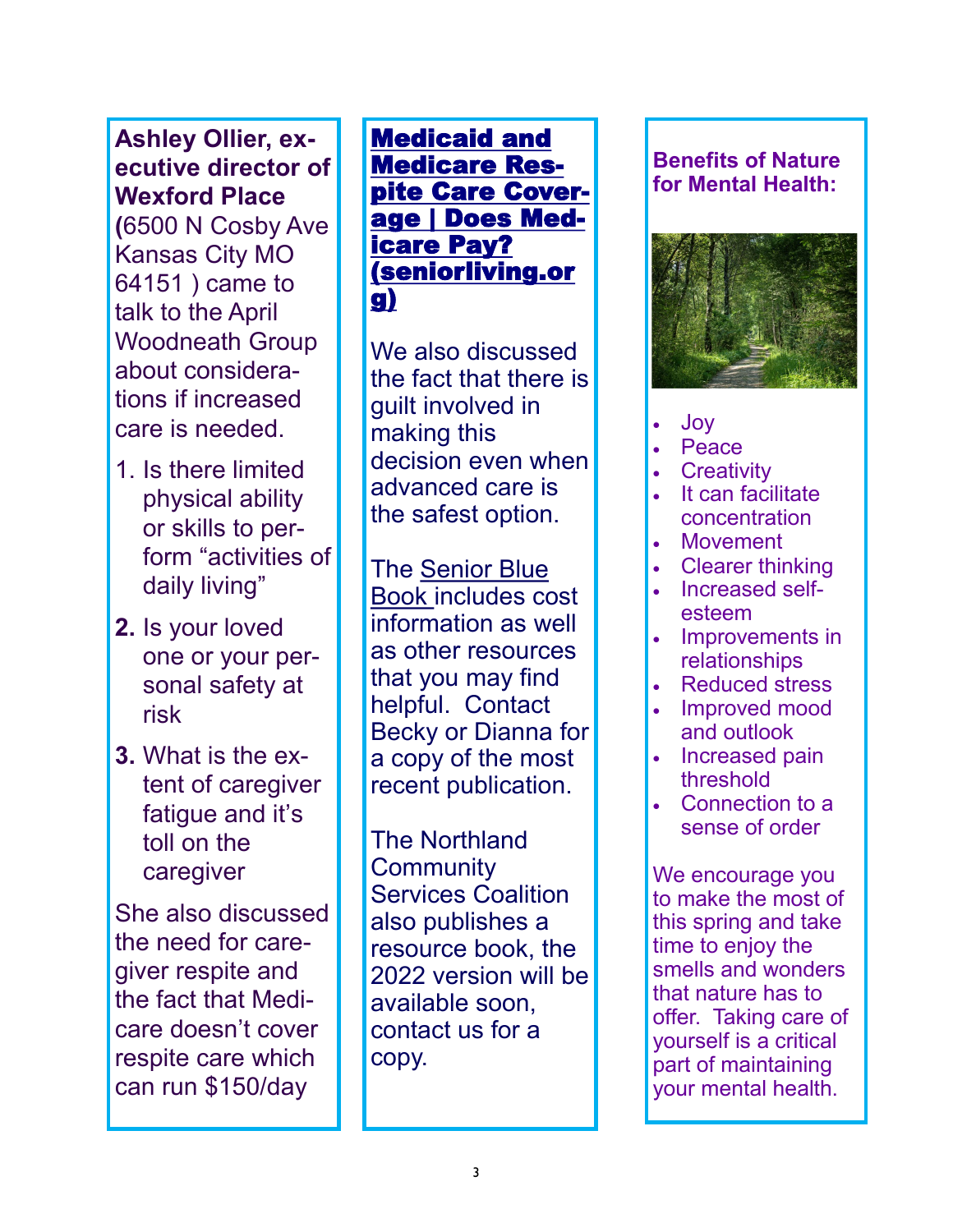**Ashley Ollier, executive director of Wexford Place** (6500 N Cosby Ave Kansas City MO 64151 ) came to talk to the April Woodneath Group about considerations if increased care is needed.

1. Is there limited physical ability or skills to perform "activities of daily living"
2. Is your loved one or your personal safety at risk
3. What is the extent of caregiver fatigue and it's toll on the caregiver

She also discussed the need for caregiver respite and the fact that Medicare doesn't cover respite care which can run $150/day

**Medicaid and Medicare Respite Care Coverage | Does Medicare Pay? (seniorliving.org)**

We also discussed the fact that there is guilt involved in making this decision even when advanced care is the safest option.

The Senior Blue Book includes cost information as well as other resources that you may find helpful. Contact Becky or Dianna for a copy of the most recent publication.

The Northland Community Services Coalition also publishes a resource book, the 2022 version will be available soon, contact us for a copy.

**Benefits of Nature for Mental Health:**

- Joy
- Peace
- Creativity
- It can facilitate concentration
- Movement
- Clearer thinking
- Increased self-esteem
- Improvements in relationships
- Reduced stress
- Improved mood and outlook
- Increased pain threshold
- Connection to a sense of order

We encourage you to make the most of this spring and take time to enjoy the smells and wonders that nature has to offer. Taking care of yourself is a critical part of maintaining your mental health.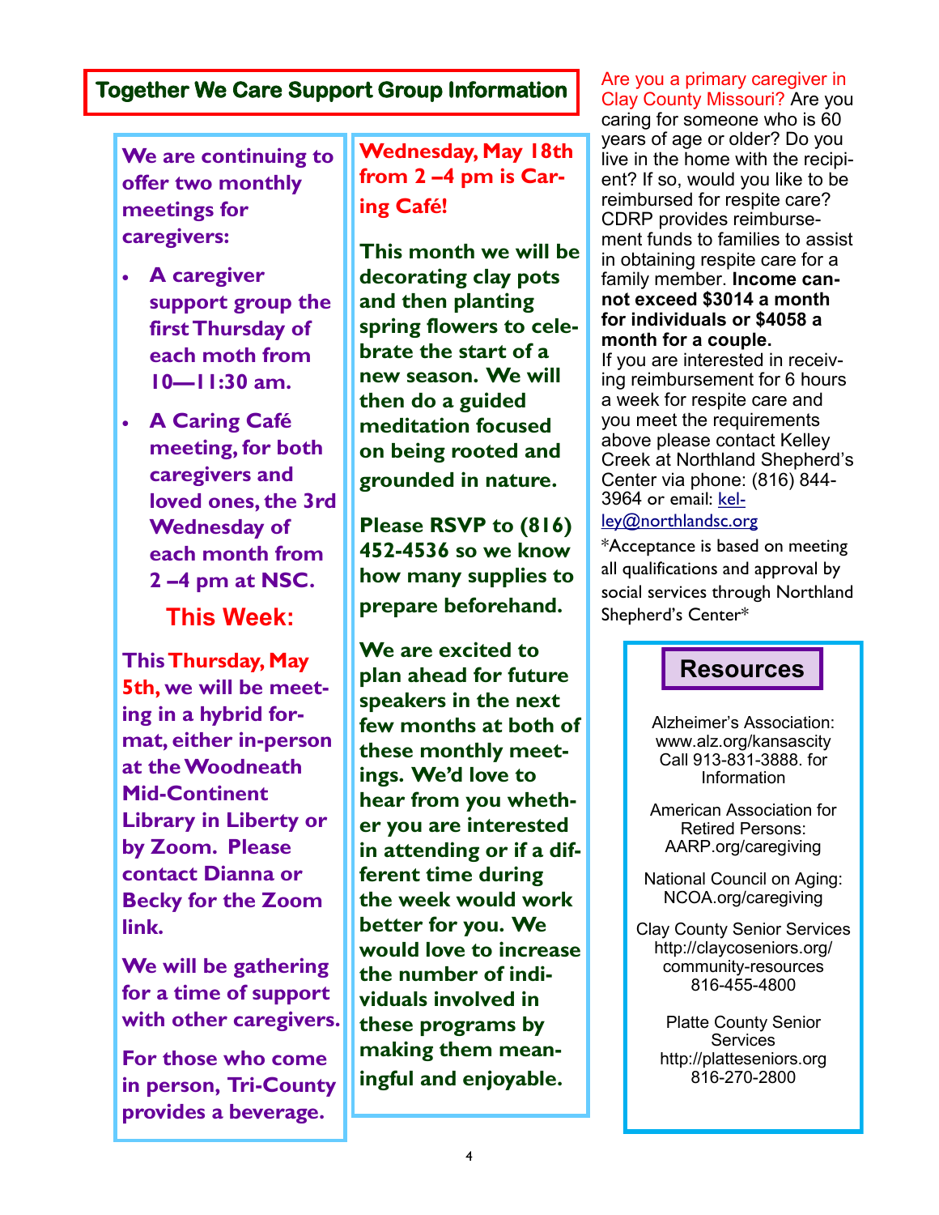## Together We Care Support Group Information

**We are continuing to offer two monthly meetings for caregivers:**

- **A caregiver support group the first Thursday of each moth from 10—11:30 am.**
- **A Caring Café meeting, for both caregivers and loved ones, the 3rd Wednesday of each month from 2 –4 pm at NSC.**

### This Week:

**This Thursday, May 5th, we will be meeting in a hybrid format, either in-person at the Woodneath Mid-Continent Library in Liberty or by Zoom. Please contact Dianna or Becky for the Zoom link.**

**We will be gathering for a time of support with other caregivers.**

**For those who come in person, Tri-County provides a beverage.**

**Wednesday, May 18th from 2 –4 pm is Caring Café!**

**This month we will be decorating clay pots and then planting spring flowers to celebrate the start of a new season. We will then do a guided meditation focused on being rooted and grounded in nature.**

**Please RSVP to (816) 452-4536 so we know how many supplies to prepare beforehand.**

**We are excited to plan ahead for future speakers in the next few months at both of these monthly meetings. We'd love to hear from you whether you are interested in attending or if a different time during the week would work better for you. We would love to increase the number of individuals involved in these programs by making them meaningful and enjoyable.**

Are you a primary caregiver in Clay County Missouri? Are you caring for someone who is 60 years of age or older? Do you live in the home with the recipient? If so, would you like to be reimbursed for respite care? CDRP provides reimbursement funds to families to assist in obtaining respite care for a family member. **Income cannot exceed $3014 a month for individuals or $4058 a month for a couple.** If you are interested in receiving reimbursement for 6 hours a week for respite care and you meet the requirements above please contact Kelley Creek at Northland Shepherd's Center via phone: (816) 844-3964 or email: kelley@northlandsc.org

*Acceptance is based on meeting all qualifications and approval by social services through Northland Shepherd's Center*

### Resources

Alzheimer's Association: www.alz.org/kansascity Call 913-831-3888. for Information

American Association for Retired Persons: AARP.org/caregiving

National Council on Aging: NCOA.org/caregiving

Clay County Senior Services http://claycoseniors.org/community-resources 816-455-4800

Platte County Senior Services http://platteseniors.org 816-270-2800